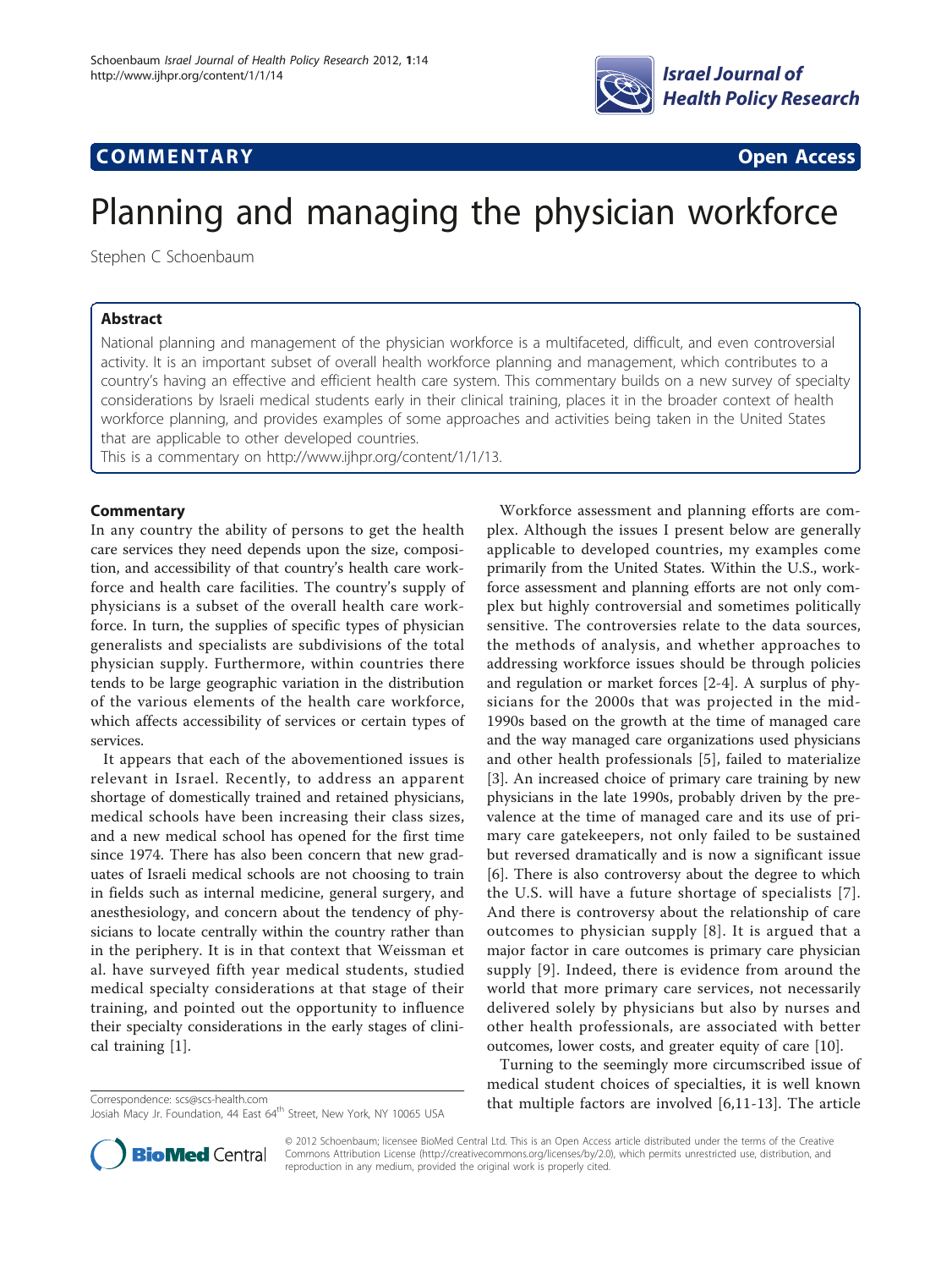COMMENTARY Open Access

# Planning and managing the physician workforce

Stephen C Schoenbaum

## Abstract

National planning and management of the physician workforce is a multifaceted, difficult, and even controversial activity. It is an important subset of overall health workforce planning and management, which contributes to a country's having an effective and efficient health care system. This commentary builds on a new survey of specialty considerations by Israeli medical students early in their clinical training, places it in the broader context of health workforce planning, and provides examples of some approaches and activities being taken in the United States that are applicable to other developed countries.

This is a commentary on http://www.ijhpr.org/content/1/1/13.

## Commentary

In any country the ability of persons to get the health care services they need depends upon the size, composition, and accessibility of that country's health care workforce and health care facilities. The country's supply of physicians is a subset of the overall health care workforce. In turn, the supplies of specific types of physician generalists and specialists are subdivisions of the total physician supply. Furthermore, within countries there tends to be large geographic variation in the distribution of the various elements of the health care workforce, which affects accessibility of services or certain types of services.

It appears that each of the abovementioned issues is relevant in Israel. Recently, to address an apparent shortage of domestically trained and retained physicians, medical schools have been increasing their class sizes, and a new medical school has opened for the first time since 1974. There has also been concern that new graduates of Israeli medical schools are not choosing to train in fields such as internal medicine, general surgery, and anesthesiology, and concern about the tendency of physicians to locate centrally within the country rather than in the periphery. It is in that context that Weissman et al. have surveyed fifth year medical students, studied medical specialty considerations at that stage of their training, and pointed out the opportunity to influence their specialty considerations in the early stages of clinical training [1].

Workforce assessment and planning efforts are complex. Although the issues I present below are generally applicable to developed countries, my examples come primarily from the United States. Within the U.S., workforce assessment and planning efforts are not only complex but highly controversial and sometimes politically sensitive. The controversies relate to the data sources, the methods of analysis, and whether approaches to addressing workforce issues should be through policies and regulation or market forces [2-4]. A surplus of physicians for the 2000s that was projected in the mid-1990s based on the growth at the time of managed care and the way managed care organizations used physicians and other health professionals [5], failed to materialize [3]. An increased choice of primary care training by new physicians in the late 1990s, probably driven by the prevalence at the time of managed care and its use of primary care gatekeepers, not only failed to be sustained but reversed dramatically and is now a significant issue [6]. There is also controversy about the degree to which the U.S. will have a future shortage of specialists [7]. And there is controversy about the relationship of care outcomes to physician supply [8]. It is argued that a major factor in care outcomes is primary care physician supply [9]. Indeed, there is evidence from around the world that more primary care services, not necessarily delivered solely by physicians but also by nurses and other health professionals, are associated with better outcomes, lower costs, and greater equity of care [10].

Turning to the seemingly more circumscribed issue of medical student choices of specialties, it is well known that multiple factors are involved [6,11-13]. The article

Correspondence: scs@scs-health.com
Josiah Macy Jr. Foundation, 44 East 64th Street, New York, NY 10065 USA

© 2012 Schoenbaum; licensee BioMed Central Ltd. This is an Open Access article distributed under the terms of the Creative Commons Attribution License (http://creativecommons.org/licenses/by/2.0), which permits unrestricted use, distribution, and reproduction in any medium, provided the original work is properly cited.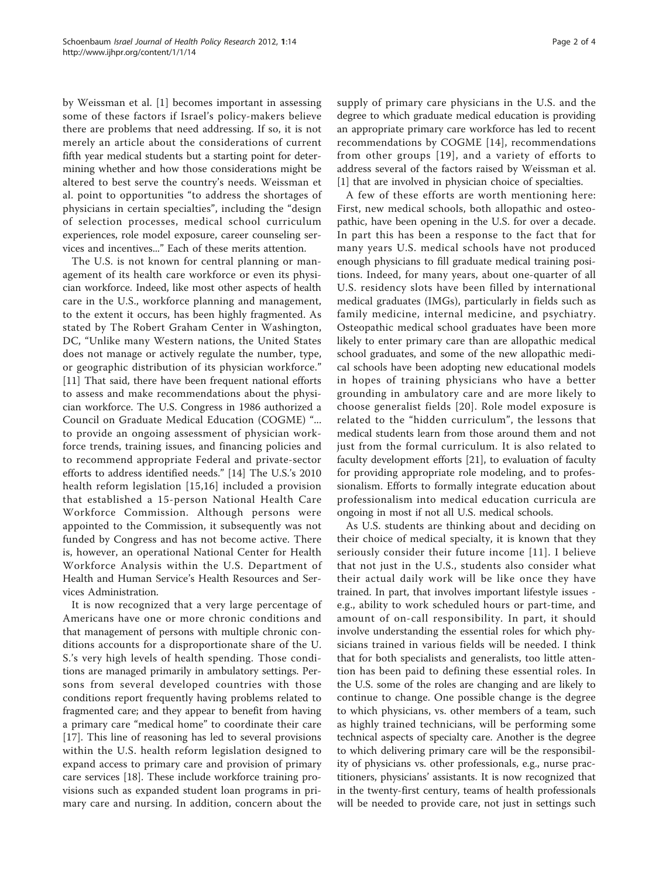by Weissman et al. [1] becomes important in assessing some of these factors if Israel's policy-makers believe there are problems that need addressing. If so, it is not merely an article about the considerations of current fifth year medical students but a starting point for determining whether and how those considerations might be altered to best serve the country's needs. Weissman et al. point to opportunities "to address the shortages of physicians in certain specialties", including the "design of selection processes, medical school curriculum experiences, role model exposure, career counseling services and incentives..." Each of these merits attention.

The U.S. is not known for central planning or management of its health care workforce or even its physician workforce. Indeed, like most other aspects of health care in the U.S., workforce planning and management, to the extent it occurs, has been highly fragmented. As stated by The Robert Graham Center in Washington, DC, "Unlike many Western nations, the United States does not manage or actively regulate the number, type, or geographic distribution of its physician workforce." [11] That said, there have been frequent national efforts to assess and make recommendations about the physician workforce. The U.S. Congress in 1986 authorized a Council on Graduate Medical Education (COGME) "... to provide an ongoing assessment of physician workforce trends, training issues, and financing policies and to recommend appropriate Federal and private-sector efforts to address identified needs." [14] The U.S.'s 2010 health reform legislation [15,16] included a provision that established a 15-person National Health Care Workforce Commission. Although persons were appointed to the Commission, it subsequently was not funded by Congress and has not become active. There is, however, an operational National Center for Health Workforce Analysis within the U.S. Department of Health and Human Service's Health Resources and Services Administration.

It is now recognized that a very large percentage of Americans have one or more chronic conditions and that management of persons with multiple chronic conditions accounts for a disproportionate share of the U. S.'s very high levels of health spending. Those conditions are managed primarily in ambulatory settings. Persons from several developed countries with those conditions report frequently having problems related to fragmented care; and they appear to benefit from having a primary care "medical home" to coordinate their care [17]. This line of reasoning has led to several provisions within the U.S. health reform legislation designed to expand access to primary care and provision of primary care services [18]. These include workforce training provisions such as expanded student loan programs in primary care and nursing. In addition, concern about the supply of primary care physicians in the U.S. and the degree to which graduate medical education is providing an appropriate primary care workforce has led to recent recommendations by COGME [14], recommendations from other groups [19], and a variety of efforts to address several of the factors raised by Weissman et al. [1] that are involved in physician choice of specialties.

A few of these efforts are worth mentioning here: First, new medical schools, both allopathic and osteopathic, have been opening in the U.S. for over a decade. In part this has been a response to the fact that for many years U.S. medical schools have not produced enough physicians to fill graduate medical training positions. Indeed, for many years, about one-quarter of all U.S. residency slots have been filled by international medical graduates (IMGs), particularly in fields such as family medicine, internal medicine, and psychiatry. Osteopathic medical school graduates have been more likely to enter primary care than are allopathic medical school graduates, and some of the new allopathic medical schools have been adopting new educational models in hopes of training physicians who have a better grounding in ambulatory care and are more likely to choose generalist fields [20]. Role model exposure is related to the "hidden curriculum", the lessons that medical students learn from those around them and not just from the formal curriculum. It is also related to faculty development efforts [21], to evaluation of faculty for providing appropriate role modeling, and to professionalism. Efforts to formally integrate education about professionalism into medical education curricula are ongoing in most if not all U.S. medical schools.

As U.S. students are thinking about and deciding on their choice of medical specialty, it is known that they seriously consider their future income [11]. I believe that not just in the U.S., students also consider what their actual daily work will be like once they have trained. In part, that involves important lifestyle issues - e.g., ability to work scheduled hours or part-time, and amount of on-call responsibility. In part, it should involve understanding the essential roles for which physicians trained in various fields will be needed. I think that for both specialists and generalists, too little attention has been paid to defining these essential roles. In the U.S. some of the roles are changing and are likely to continue to change. One possible change is the degree to which physicians, vs. other members of a team, such as highly trained technicians, will be performing some technical aspects of specialty care. Another is the degree to which delivering primary care will be the responsibility of physicians vs. other professionals, e.g., nurse practitioners, physicians' assistants. It is now recognized that in the twenty-first century, teams of health professionals will be needed to provide care, not just in settings such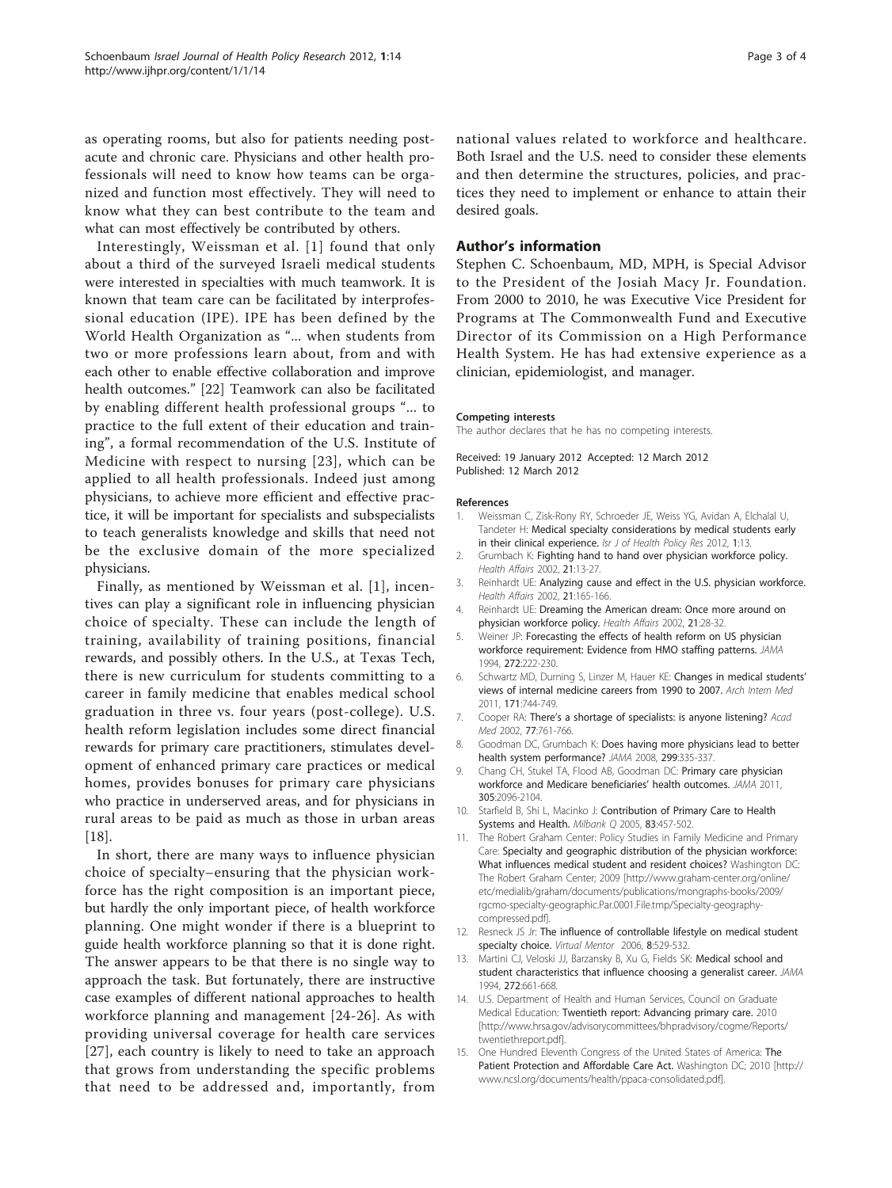as operating rooms, but also for patients needing post-acute and chronic care. Physicians and other health professionals will need to know how teams can be organized and function most effectively. They will need to know what they can best contribute to the team and what can most effectively be contributed by others.

Interestingly, Weissman et al. [1] found that only about a third of the surveyed Israeli medical students were interested in specialties with much teamwork. It is known that team care can be facilitated by interprofessional education (IPE). IPE has been defined by the World Health Organization as "... when students from two or more professions learn about, from and with each other to enable effective collaboration and improve health outcomes." [22] Teamwork can also be facilitated by enabling different health professional groups "... to practice to the full extent of their education and training", a formal recommendation of the U.S. Institute of Medicine with respect to nursing [23], which can be applied to all health professionals. Indeed just among physicians, to achieve more efficient and effective practice, it will be important for specialists and subspecialists to teach generalists knowledge and skills that need not be the exclusive domain of the more specialized physicians.

Finally, as mentioned by Weissman et al. [1], incentives can play a significant role in influencing physician choice of specialty. These can include the length of training, availability of training positions, financial rewards, and possibly others. In the U.S., at Texas Tech, there is new curriculum for students committing to a career in family medicine that enables medical school graduation in three vs. four years (post-college). U.S. health reform legislation includes some direct financial rewards for primary care practitioners, stimulates development of enhanced primary care practices or medical homes, provides bonuses for primary care physicians who practice in underserved areas, and for physicians in rural areas to be paid as much as those in urban areas [18].

In short, there are many ways to influence physician choice of specialty–ensuring that the physician workforce has the right composition is an important piece, but hardly the only important piece, of health workforce planning. One might wonder if there is a blueprint to guide health workforce planning so that it is done right. The answer appears to be that there is no single way to approach the task. But fortunately, there are instructive case examples of different national approaches to health workforce planning and management [24-26]. As with providing universal coverage for health care services [27], each country is likely to need to take an approach that grows from understanding the specific problems that need to be addressed and, importantly, from national values related to workforce and healthcare. Both Israel and the U.S. need to consider these elements and then determine the structures, policies, and practices they need to implement or enhance to attain their desired goals.

## Author's information

Stephen C. Schoenbaum, MD, MPH, is Special Advisor to the President of the Josiah Macy Jr. Foundation. From 2000 to 2010, he was Executive Vice President for Programs at The Commonwealth Fund and Executive Director of its Commission on a High Performance Health System. He has had extensive experience as a clinician, epidemiologist, and manager.

#### Competing interests

The author declares that he has no competing interests.

Received: 19 January 2012 Accepted: 12 March 2012
Published: 12 March 2012

#### References

1. Weissman C, Zisk-Rony RY, Schroeder JE, Weiss YG, Avidan A, Elchalal U, Tandeter H: **Medical specialty considerations by medical students early in their clinical experience.** *Isr J of Health Policy Res* 2012, **1**:13.
2. Grumbach K: **Fighting hand to hand over physician workforce policy.** *Health Affairs* 2002, **21**:13-27.
3. Reinhardt UE: **Analyzing cause and effect in the U.S. physician workforce.** *Health Affairs* 2002, **21**:165-166.
4. Reinhardt UE: **Dreaming the American dream: Once more around on physician workforce policy.** *Health Affairs* 2002, **21**:28-32.
5. Weiner JP: **Forecasting the effects of health reform on US physician workforce requirement: Evidence from HMO staffing patterns.** *JAMA* 1994, **272**:222-230.
6. Schwartz MD, Durning S, Linzer M, Hauer KE: **Changes in medical students' views of internal medicine careers from 1990 to 2007.** *Arch Intern Med* 2011, **171**:744-749.
7. Cooper RA: **There's a shortage of specialists: is anyone listening?** *Acad Med* 2002, **77**:761-766.
8. Goodman DC, Grumbach K: **Does having more physicians lead to better health system performance?** *JAMA* 2008, **299**:335-337.
9. Chang CH, Stukel TA, Flood AB, Goodman DC: **Primary care physician workforce and Medicare beneficiaries' health outcomes.** *JAMA* 2011, **305**:2096-2104.
10. Starfield B, Shi L, Macinko J: **Contribution of Primary Care to Health Systems and Health.** *Milbank Q* 2005, **83**:457-502.
11. The Robert Graham Center: Policy Studies in Family Medicine and Primary Care: **Specialty and geographic distribution of the physician workforce: What influences medical student and resident choices?** Washington DC: The Robert Graham Center; 2009 [http://www.graham-center.org/online/etc/medialib/graham/documents/publications/mongraphs-books/2009/rgcmo-specialty-geographic.Par.0001.File.tmp/Specialty-geography-compressed.pdf].
12. Resneck JS Jr: **The influence of controllable lifestyle on medical student specialty choice.** *Virtual Mentor* 2006, **8**:529-532.
13. Martini CJ, Veloski JJ, Barzansky B, Xu G, Fields SK: **Medical school and student characteristics that influence choosing a generalist career.** *JAMA* 1994, **272**:661-668.
14. U.S. Department of Health and Human Services, Council on Graduate Medical Education: **Twentieth report: Advancing primary care.** 2010 [http://www.hrsa.gov/advisorycommittees/bhpradvisory/cogme/Reports/twentiethreport.pdf].
15. One Hundred Eleventh Congress of the United States of America: **The Patient Protection and Affordable Care Act.** Washington DC; 2010 [http://www.ncsl.org/documents/health/ppaca-consolidated.pdf].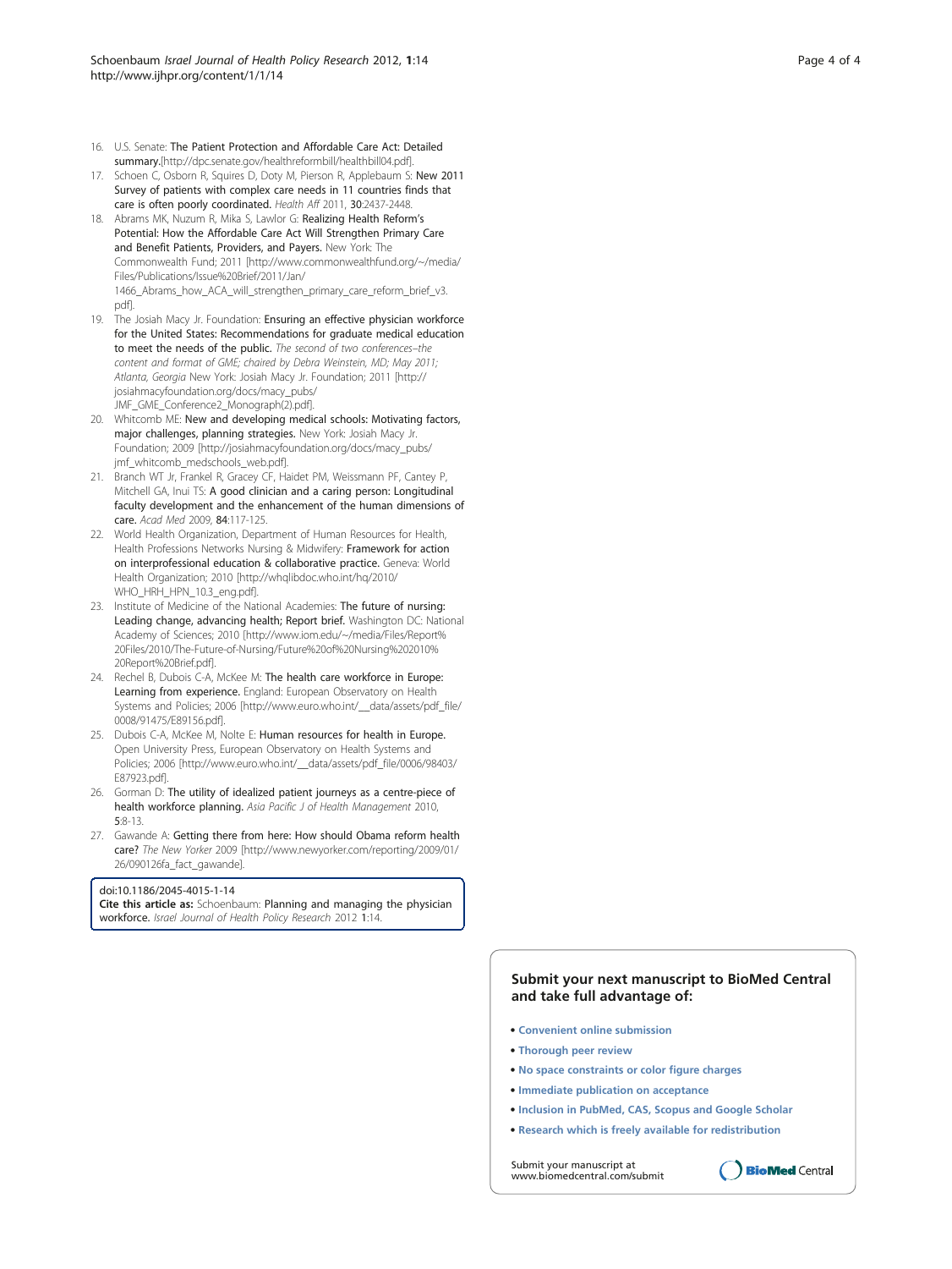16. U.S. Senate: **The Patient Protection and Affordable Care Act: Detailed summary.**[http://dpc.senate.gov/healthreformbill/healthbill04.pdf].
17. Schoen C, Osborn R, Squires D, Doty M, Pierson R, Applebaum S: **New 2011 Survey of patients with complex care needs in 11 countries finds that care is often poorly coordinated.** *Health Aff* 2011, **30**:2437-2448.
18. Abrams MK, Nuzum R, Mika S, Lawlor G: **Realizing Health Reform's Potential: How the Affordable Care Act Will Strengthen Primary Care and Benefit Patients, Providers, and Payers.** New York: The Commonwealth Fund; 2011 [http://www.commonwealthfund.org/~/media/Files/Publications/Issue%20Brief/2011/Jan/1466_Abrams_how_ACA_will_strengthen_primary_care_reform_brief_v3.pdf].
19. The Josiah Macy Jr. Foundation: **Ensuring an effective physician workforce for the United States: Recommendations for graduate medical education to meet the needs of the public.** *The second of two conferences–the content and format of GME; chaired by Debra Weinstein, MD; May 2011; Atlanta, Georgia* New York: Josiah Macy Jr. Foundation; 2011 [http://josiahmacyfoundation.org/docs/macy_pubs/JMF_GME_Conference2_Monograph(2).pdf].
20. Whitcomb ME: **New and developing medical schools: Motivating factors, major challenges, planning strategies.** New York: Josiah Macy Jr. Foundation; 2009 [http://josiahmacyfoundation.org/docs/macy_pubs/jmf_whitcomb_medschools_web.pdf].
21. Branch WT Jr, Frankel R, Gracey CF, Haidet PM, Weissmann PF, Cantey P, Mitchell GA, Inui TS: **A good clinician and a caring person: Longitudinal faculty development and the enhancement of the human dimensions of care.** *Acad Med* 2009, **84**:117-125.
22. World Health Organization, Department of Human Resources for Health, Health Professions Networks Nursing & Midwifery: **Framework for action on interprofessional education & collaborative practice.** Geneva: World Health Organization; 2010 [http://whqlibdoc.who.int/hq/2010/WHO_HRH_HPN_10.3_eng.pdf].
23. Institute of Medicine of the National Academies: **The future of nursing: Leading change, advancing health; Report brief.** Washington DC: National Academy of Sciences; 2010 [http://www.iom.edu/~/media/Files/Report%20Files/2010/The-Future-of-Nursing/Future%20of%20Nursing%202010%20Report%20Brief.pdf].
24. Rechel B, Dubois C-A, McKee M: **The health care workforce in Europe: Learning from experience.** England: European Observatory on Health Systems and Policies; 2006 [http://www.euro.who.int/__data/assets/pdf_file/0008/91475/E89156.pdf].
25. Dubois C-A, McKee M, Nolte E: **Human resources for health in Europe.** Open University Press, European Observatory on Health Systems and Policies; 2006 [http://www.euro.who.int/__data/assets/pdf_file/0006/98403/E87923.pdf].
26. Gorman D: **The utility of idealized patient journeys as a centre-piece of health workforce planning.** *Asia Pacific J of Health Management* 2010, **5**:8-13.
27. Gawande A: **Getting there from here: How should Obama reform health care?** *The New Yorker* 2009 [http://www.newyorker.com/reporting/2009/01/26/090126fa_fact_gawande].

doi:10.1186/2045-4015-1-14

**Cite this article as:** Schoenbaum: Planning and managing the physician workforce. *Israel Journal of Health Policy Research* 2012 **1**:14.

**Submit your next manuscript to BioMed Central and take full advantage of:**

- **Convenient online submission**
- **Thorough peer review**
- **No space constraints or color figure charges**
- **Immediate publication on acceptance**
- **Inclusion in PubMed, CAS, Scopus and Google Scholar**
- **Research which is freely available for redistribution**

Submit your manuscript at www.biomedcentral.com/submit

BioMed Central